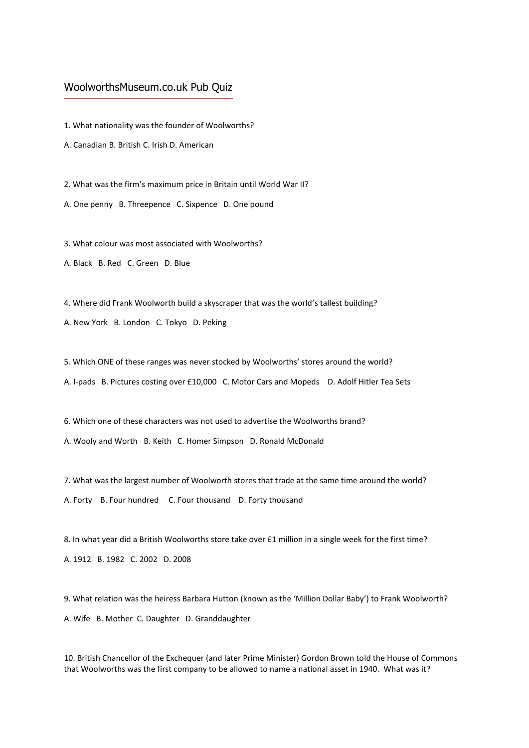# WoolworthsMuseum.co.uk Pub Quiz

1. What nationality was the founder of Woolworths?

A. Canadian B. British C. Irish D. American

2. What was the firm's maximum price in Britain until World War II?

A. One penny B. Threepence C. Sixpence D. One pound

3. What colour was most associated with Woolworths?

A. Black B. Red C. Green D. Blue

4. Where did Frank Woolworth build a skyscraper that was the world's tallest building?

A. New York B. London C. Tokyo D. Peking

5. Which ONE of these ranges was never stocked by Woolworths' stores around the world?

A. I-pads B. Pictures costing over £10,000 C. Motor Cars and Mopeds D. Adolf Hitler Tea Sets

6. Which one of these characters was not used to advertise the Woolworths brand?

A. Wooly and Worth B. Keith C. Homer Simpson D. Ronald McDonald

7. What was the largest number of Woolworth stores that trade at the same time around the world?

A. Forty B. Four hundred C. Four thousand D. Forty thousand

8. In what year did a British Woolworths store take over £1 million in a single week for the first time?

A. 1912 B. 1982 C. 2002 D. 2008

9. What relation was the heiress Barbara Hutton (known as the 'Million Dollar Baby') to Frank Woolworth?

A. Wife B. Mother C. Daughter D. Granddaughter

10. British Chancellor of the Exchequer (and later Prime Minister) Gordon Brown told the House of Commons that Woolworths was the first company to be allowed to name a national asset in 1940. What was it?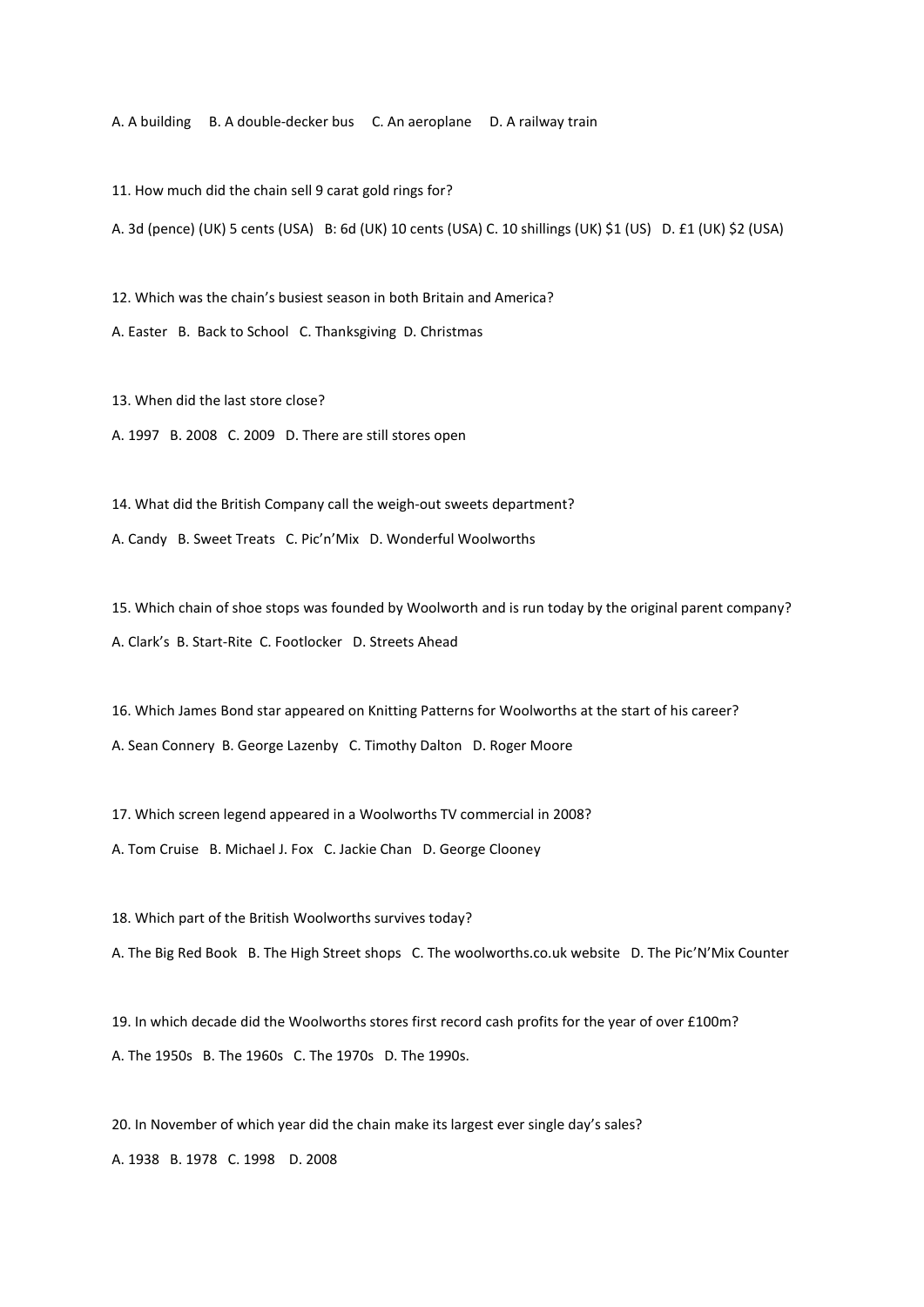A. A building B. A double-decker bus C. An aeroplane D. A railway train

11. How much did the chain sell 9 carat gold rings for?

A. 3d (pence) (UK) 5 cents (USA) B: 6d (UK) 10 cents (USA) C. 10 shillings (UK) $1 (US) D. £1 (UK) $2 (USA)

12. Which was the chain's busiest season in both Britain and America?

A. Easter B. Back to School C. Thanksgiving D. Christmas

13. When did the last store close?

A. 1997 B. 2008 C. 2009 D. There are still stores open

14. What did the British Company call the weigh-out sweets department?

A. Candy B. Sweet Treats C. Pic'n'Mix D. Wonderful Woolworths

15. Which chain of shoe stops was founded by Woolworth and is run today by the original parent company?

A. Clark's B. Start-Rite C. Footlocker D. Streets Ahead

16. Which James Bond star appeared on Knitting Patterns for Woolworths at the start of his career?

A. Sean Connery B. George Lazenby C. Timothy Dalton D. Roger Moore

17. Which screen legend appeared in a Woolworths TV commercial in 2008?

A. Tom Cruise B. Michael J. Fox C. Jackie Chan D. George Clooney

18. Which part of the British Woolworths survives today?

A. The Big Red Book B. The High Street shops C. The woolworths.co.uk website D. The Pic'N'Mix Counter

19. In which decade did the Woolworths stores first record cash profits for the year of over £100m?

A. The 1950s B. The 1960s C. The 1970s D. The 1990s.

20. In November of which year did the chain make its largest ever single day's sales?

A. 1938 B. 1978 C. 1998 D. 2008